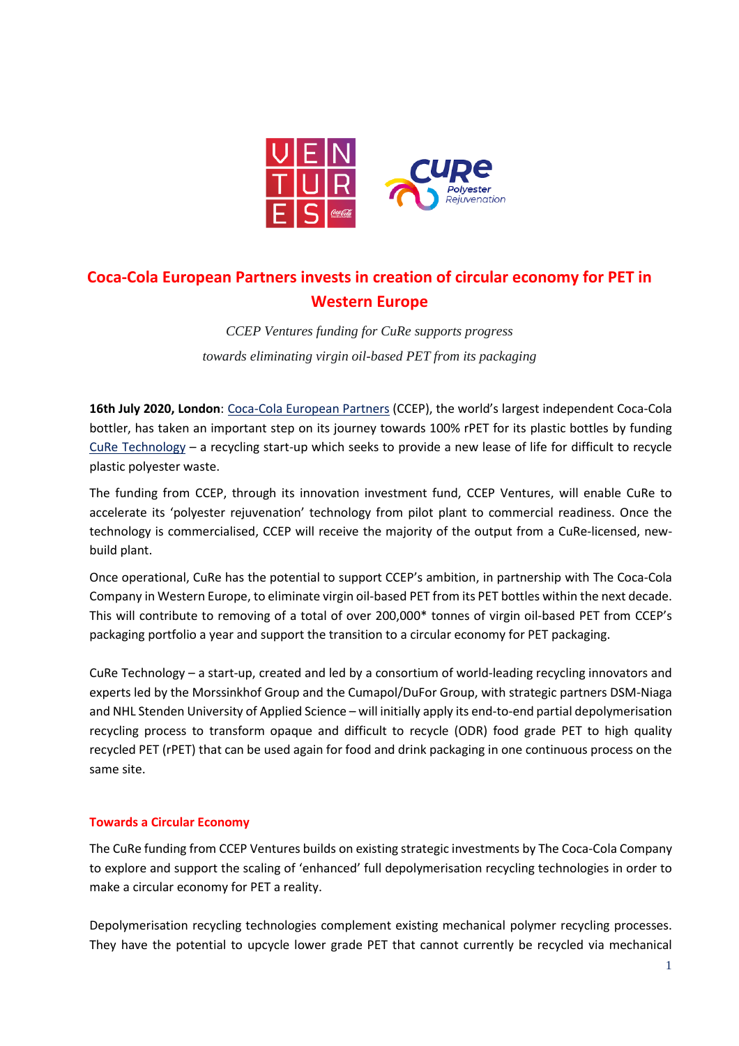# Coca-Cola European Partners invests in creation of circular economy for PET in Western Europe

*CCEP Ventures funding for CuRe supports progress towards eliminating virgin oil-based PET from its packaging*

**16th July 2020, London**: Coca-Cola European Partners (CCEP), the world's largest independent Coca-Cola bottler, has taken an important step on its journey towards 100% rPET for its plastic bottles by funding CuRe Technology – a recycling start-up which seeks to provide a new lease of life for difficult to recycle plastic polyester waste.

The funding from CCEP, through its innovation investment fund, CCEP Ventures, will enable CuRe to accelerate its 'polyester rejuvenation' technology from pilot plant to commercial readiness. Once the technology is commercialised, CCEP will receive the majority of the output from a CuRe-licensed, new-build plant.

Once operational, CuRe has the potential to support CCEP's ambition, in partnership with The Coca-Cola Company in Western Europe, to eliminate virgin oil-based PET from its PET bottles within the next decade. This will contribute to removing of a total of over 200,000* tonnes of virgin oil-based PET from CCEP's packaging portfolio a year and support the transition to a circular economy for PET packaging.

CuRe Technology – a start-up, created and led by a consortium of world-leading recycling innovators and experts led by the Morssinkhof Group and the Cumapol/DuFor Group, with strategic partners DSM-Niaga and NHL Stenden University of Applied Science – will initially apply its end-to-end partial depolymerisation recycling process to transform opaque and difficult to recycle (ODR) food grade PET to high quality recycled PET (rPET) that can be used again for food and drink packaging in one continuous process on the same site.

## Towards a Circular Economy

The CuRe funding from CCEP Ventures builds on existing strategic investments by The Coca-Cola Company to explore and support the scaling of 'enhanced' full depolymerisation recycling technologies in order to make a circular economy for PET a reality.

Depolymerisation recycling technologies complement existing mechanical polymer recycling processes. They have the potential to upcycle lower grade PET that cannot currently be recycled via mechanical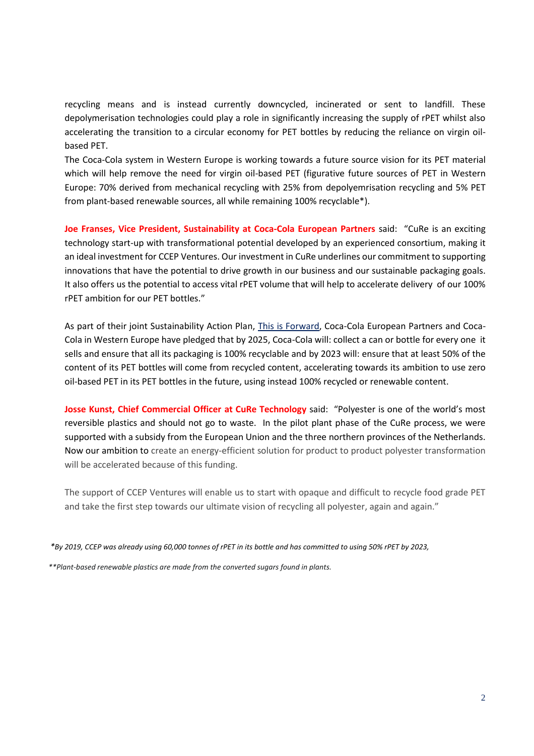recycling means and is instead currently downcycled, incinerated or sent to landfill. These depolymerisation technologies could play a role in significantly increasing the supply of rPET whilst also accelerating the transition to a circular economy for PET bottles by reducing the reliance on virgin oil-based PET.

The Coca-Cola system in Western Europe is working towards a future source vision for its PET material which will help remove the need for virgin oil-based PET (figurative future sources of PET in Western Europe: 70% derived from mechanical recycling with 25% from depolyemrisation recycling and 5% PET from plant-based renewable sources, all while remaining 100% recyclable*).

**Joe Franses, Vice President, Sustainability at Coca-Cola European Partners** said: "CuRe is an exciting technology start-up with transformational potential developed by an experienced consortium, making it an ideal investment for CCEP Ventures. Our investment in CuRe underlines our commitment to supporting innovations that have the potential to drive growth in our business and our sustainable packaging goals. It also offers us the potential to access vital rPET volume that will help to accelerate delivery of our 100% rPET ambition for our PET bottles."

As part of their joint Sustainability Action Plan, This is Forward, Coca-Cola European Partners and Coca-Cola in Western Europe have pledged that by 2025, Coca-Cola will: collect a can or bottle for every one it sells and ensure that all its packaging is 100% recyclable and by 2023 will: ensure that at least 50% of the content of its PET bottles will come from recycled content, accelerating towards its ambition to use zero oil-based PET in its PET bottles in the future, using instead 100% recycled or renewable content.

**Josse Kunst, Chief Commercial Officer at CuRe Technology** said: "Polyester is one of the world's most reversible plastics and should not go to waste. In the pilot plant phase of the CuRe process, we were supported with a subsidy from the European Union and the three northern provinces of the Netherlands. Now our ambition to create an energy-efficient solution for product to product polyester transformation will be accelerated because of this funding.

The support of CCEP Ventures will enable us to start with opaque and difficult to recycle food grade PET and take the first step towards our ultimate vision of recycling all polyester, again and again."

*\*By 2019, CCEP was already using 60,000 tonnes of rPET in its bottle and has committed to using 50% rPET by 2023,*

*\*\*Plant-based renewable plastics are made from the converted sugars found in plants.*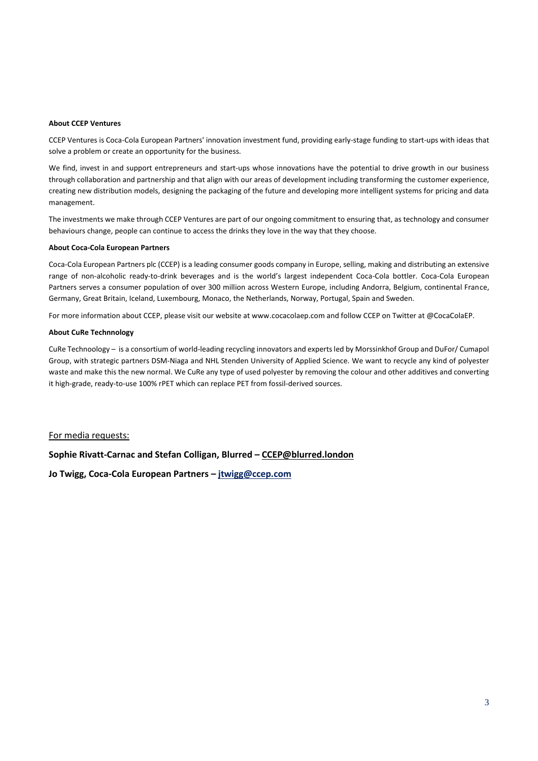**About CCEP Ventures**

CCEP Ventures is Coca-Cola European Partners' innovation investment fund, providing early-stage funding to start-ups with ideas that solve a problem or create an opportunity for the business.

We find, invest in and support entrepreneurs and start-ups whose innovations have the potential to drive growth in our business through collaboration and partnership and that align with our areas of development including transforming the customer experience, creating new distribution models, designing the packaging of the future and developing more intelligent systems for pricing and data management.

The investments we make through CCEP Ventures are part of our ongoing commitment to ensuring that, as technology and consumer behaviours change, people can continue to access the drinks they love in the way that they choose.

**About Coca-Cola European Partners**

Coca-Cola European Partners plc (CCEP) is a leading consumer goods company in Europe, selling, making and distributing an extensive range of non-alcoholic ready-to-drink beverages and is the world's largest independent Coca-Cola bottler. Coca-Cola European Partners serves a consumer population of over 300 million across Western Europe, including Andorra, Belgium, continental France, Germany, Great Britain, Iceland, Luxembourg, Monaco, the Netherlands, Norway, Portugal, Spain and Sweden.

For more information about CCEP, please visit our website at www.cocacolaep.com and follow CCEP on Twitter at @CocaColaEP.

**About CuRe Technnology**

CuRe Technoology – is a consortium of world-leading recycling innovators and experts led by Morssinkhof Group and DuFor/ Cumapol Group, with strategic partners DSM-Niaga and NHL Stenden University of Applied Science. We want to recycle any kind of polyester waste and make this the new normal. We CuRe any type of used polyester by removing the colour and other additives and converting it high-grade, ready-to-use 100% rPET which can replace PET from fossil-derived sources.

For media requests:

**Sophie Rivatt-Carnac and Stefan Colligan, Blurred – CCEP@blurred.london**

**Jo Twigg, Coca-Cola European Partners – jtwigg@ccep.com**